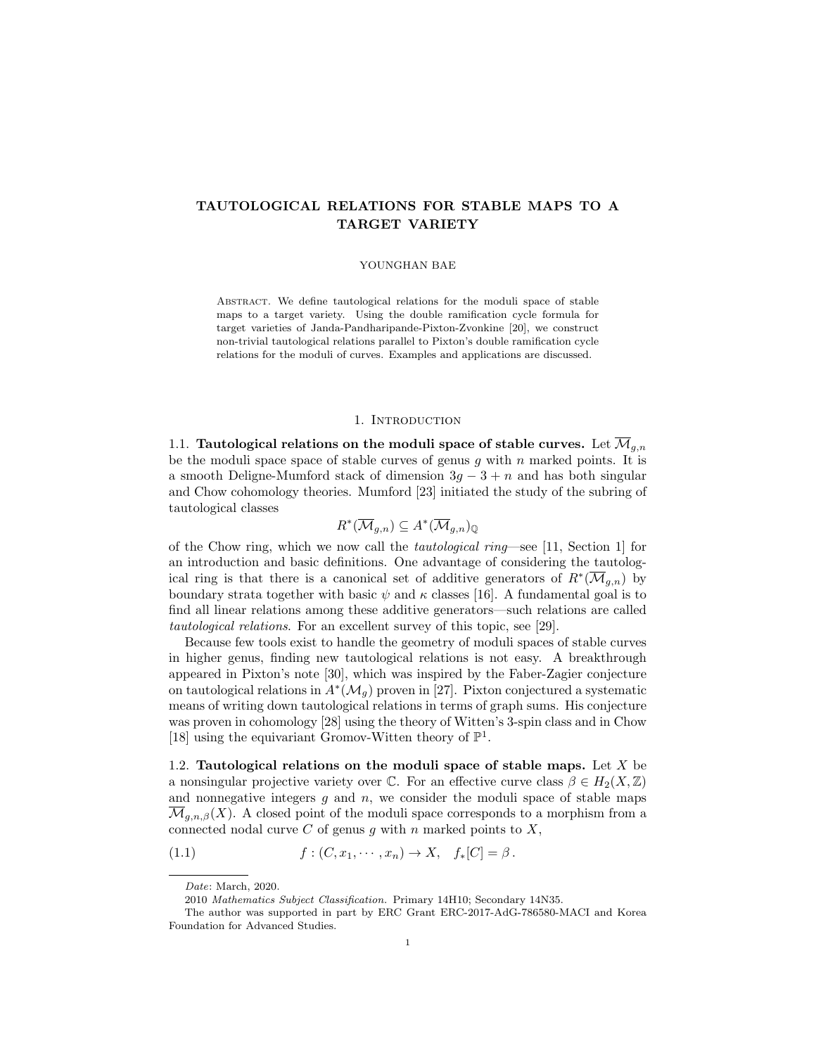# TAUTOLOGICAL RELATIONS FOR STABLE MAPS TO A TARGET VARIETY

YOUNGHAN BAE

Abstract. We define tautological relations for the moduli space of stable maps to a target variety. Using the double ramification cycle formula for target varieties of Janda-Pandharipande-Pixton-Zvonkine [20], we construct non-trivial tautological relations parallel to Pixton's double ramification cycle relations for the moduli of curves. Examples and applications are discussed.

## 1. Introduction

**1.1. Tautological relations on the moduli space of stable curves.** Let $\overline{\mathcal{M}}_{g,n}$ be the moduli space space of stable curves of genus $g$ with $n$ marked points. It is a smooth Deligne-Mumford stack of dimension $3g-3+n$ and has both singular and Chow cohomology theories. Mumford [23] initiated the study of the subring of tautological classes

$$R^*(\overline{\mathcal{M}}_{g,n}) \subseteq A^*(\overline{\mathcal{M}}_{g,n})_{\mathbb{Q}}$$

of the Chow ring, which we now call the *tautological ring*—see [11, Section 1] for an introduction and basic definitions. One advantage of considering the tautological ring is that there is a canonical set of additive generators of $R^*(\overline{\mathcal{M}}_{g,n})$ by boundary strata together with basic $\psi$ and $\kappa$ classes [16]. A fundamental goal is to find all linear relations among these additive generators—such relations are called *tautological relations*. For an excellent survey of this topic, see [29].

Because few tools exist to handle the geometry of moduli spaces of stable curves in higher genus, finding new tautological relations is not easy. A breakthrough appeared in Pixton's note [30], which was inspired by the Faber-Zagier conjecture on tautological relations in $A^*(\mathcal{M}_g)$ proven in [27]. Pixton conjectured a systematic means of writing down tautological relations in terms of graph sums. His conjecture was proven in cohomology [28] using the theory of Witten's 3-spin class and in Chow [18] using the equivariant Gromov-Witten theory of $\mathbb{P}^1$.

**1.2. Tautological relations on the moduli space of stable maps.** Let $X$ be a nonsingular projective variety over $\mathbb{C}$. For an effective curve class $\beta \in H_2(X,\mathbb{Z})$ and nonnegative integers $g$ and $n$, we consider the moduli space of stable maps $\overline{\mathcal{M}}_{g,n,\beta}(X)$. A closed point of the moduli space corresponds to a morphism from a connected nodal curve $C$ of genus $g$ with $n$ marked points to $X$,

$$f : (C, x_1, \cdots, x_n) \to X, \quad f_*[C] = \beta\,. \tag{1.1}$$

---

*Date*: March, 2020.

2010 *Mathematics Subject Classification.* Primary 14H10; Secondary 14N35.

The author was supported in part by ERC Grant ERC-2017-AdG-786580-MACI and Korea Foundation for Advanced Studies.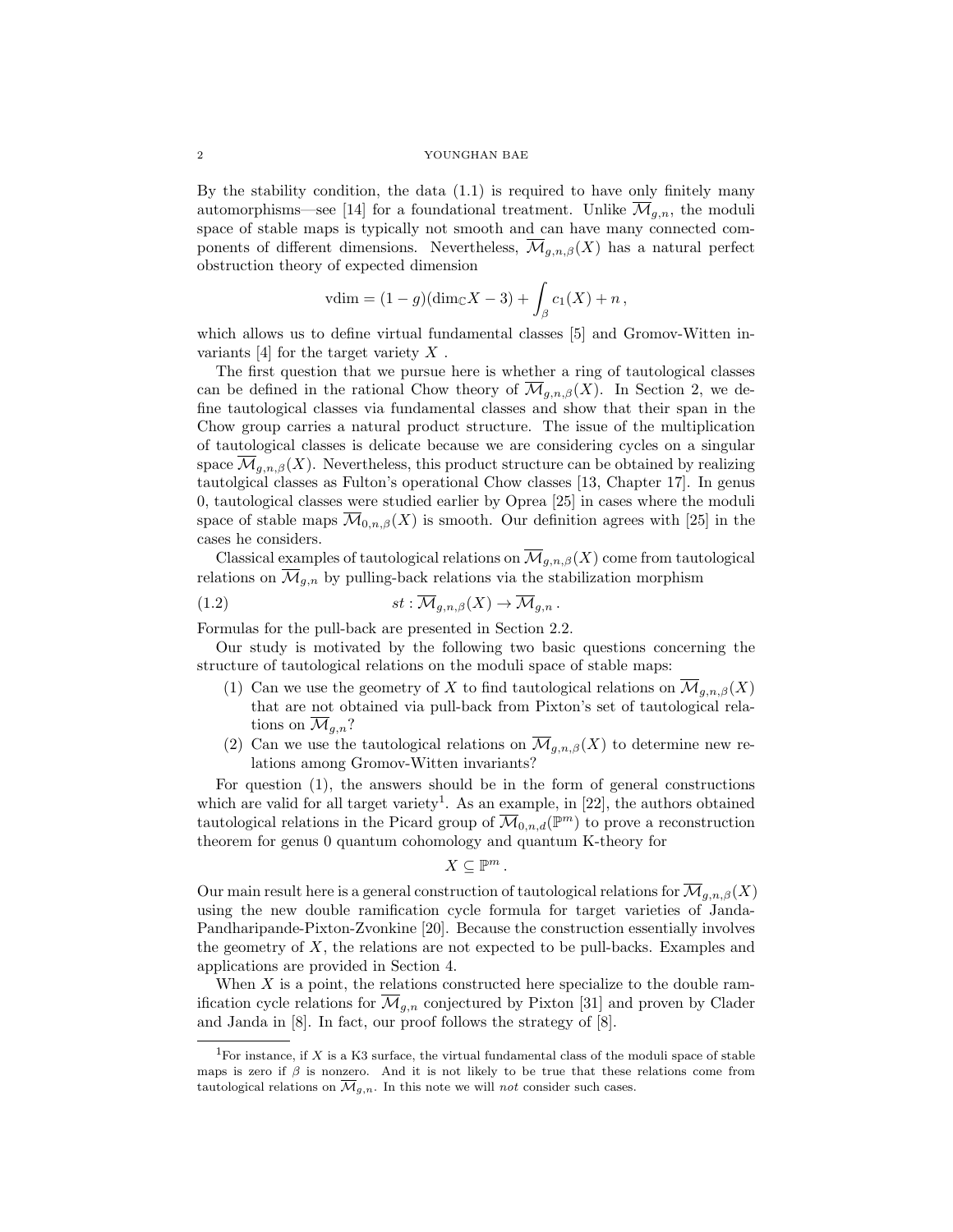By the stability condition, the data (1.1) is required to have only finitely many automorphisms—see [14] for a foundational treatment. Unlike $\overline{\mathcal{M}}_{g,n}$, the moduli space of stable maps is typically not smooth and can have many connected components of different dimensions. Nevertheless, $\overline{\mathcal{M}}_{g,n,\beta}(X)$ has a natural perfect obstruction theory of expected dimension

$$\text{vdim} = (1-g)(\dim_{\mathbb{C}} X - 3) + \int_{\beta} c_1(X) + n\,,$$

which allows us to define virtual fundamental classes [5] and Gromov-Witten invariants [4] for the target variety $X$ .

The first question that we pursue here is whether a ring of tautological classes can be defined in the rational Chow theory of $\overline{\mathcal{M}}_{g,n,\beta}(X)$. In Section 2, we define tautological classes via fundamental classes and show that their span in the Chow group carries a natural product structure. The issue of the multiplication of tautological classes is delicate because we are considering cycles on a singular space $\overline{\mathcal{M}}_{g,n,\beta}(X)$. Nevertheless, this product structure can be obtained by realizing tautolgical classes as Fulton's operational Chow classes [13, Chapter 17]. In genus 0, tautological classes were studied earlier by Oprea [25] in cases where the moduli space of stable maps $\overline{\mathcal{M}}_{0,n,\beta}(X)$ is smooth. Our definition agrees with [25] in the cases he considers.

Classical examples of tautological relations on $\overline{\mathcal{M}}_{g,n,\beta}(X)$ come from tautological relations on $\overline{\mathcal{M}}_{g,n}$ by pulling-back relations via the stabilization morphism

$$st : \overline{\mathcal{M}}_{g,n,\beta}(X) \to \overline{\mathcal{M}}_{g,n}\,. \tag{1.2}$$

Formulas for the pull-back are presented in Section 2.2.

Our study is motivated by the following two basic questions concerning the structure of tautological relations on the moduli space of stable maps:

1. Can we use the geometry of $X$ to find tautological relations on $\overline{\mathcal{M}}_{g,n,\beta}(X)$ that are not obtained via pull-back from Pixton's set of tautological relations on $\overline{\mathcal{M}}_{g,n}$?
2. Can we use the tautological relations on $\overline{\mathcal{M}}_{g,n,\beta}(X)$ to determine new relations among Gromov-Witten invariants?

For question (1), the answers should be in the form of general constructions which are valid for all target variety[1]. As an example, in [22], the authors obtained tautological relations in the Picard group of $\overline{\mathcal{M}}_{0,n,d}(\mathbb{P}^m)$ to prove a reconstruction theorem for genus 0 quantum cohomology and quantum K-theory for

$$X \subseteq \mathbb{P}^m\,.$$

Our main result here is a general construction of tautological relations for $\overline{\mathcal{M}}_{g,n,\beta}(X)$ using the new double ramification cycle formula for target varieties of Janda-Pandharipande-Pixton-Zvonkine [20]. Because the construction essentially involves the geometry of $X$, the relations are not expected to be pull-backs. Examples and applications are provided in Section 4.

When $X$ is a point, the relations constructed here specialize to the double ramification cycle relations for $\overline{\mathcal{M}}_{g,n}$ conjectured by Pixton [31] and proven by Clader and Janda in [8]. In fact, our proof follows the strategy of [8].

[1] For instance, if $X$ is a K3 surface, the virtual fundamental class of the moduli space of stable maps is zero if $\beta$ is nonzero. And it is not likely to be true that these relations come from tautological relations on $\overline{\mathcal{M}}_{g,n}$. In this note we will *not* consider such cases.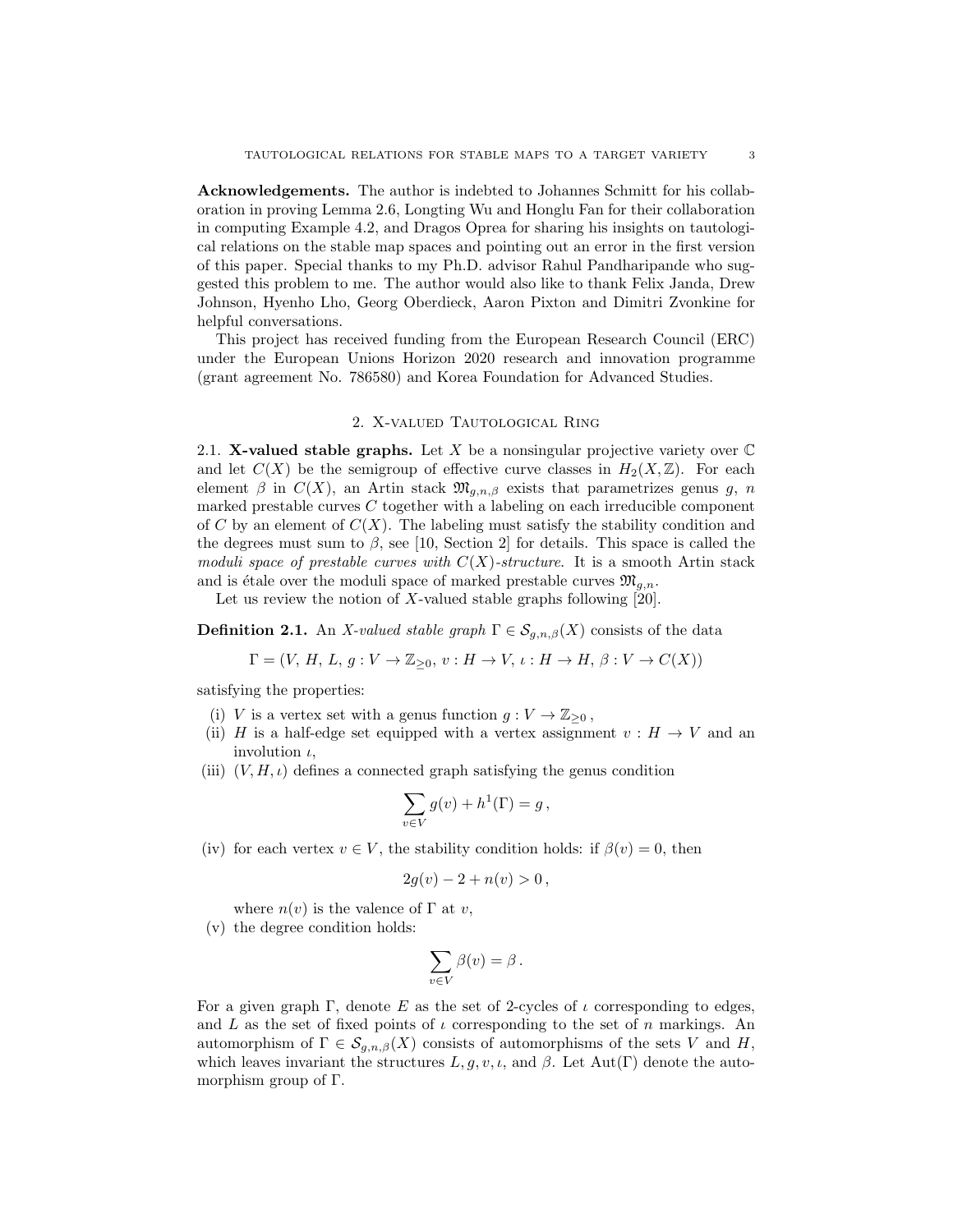**Acknowledgements.** The author is indebted to Johannes Schmitt for his collaboration in proving Lemma 2.6, Longting Wu and Honglu Fan for their collaboration in computing Example 4.2, and Dragos Oprea for sharing his insights on tautological relations on the stable map spaces and pointing out an error in the first version of this paper. Special thanks to my Ph.D. advisor Rahul Pandharipande who suggested this problem to me. The author would also like to thank Felix Janda, Drew Johnson, Hyenho Lho, Georg Oberdieck, Aaron Pixton and Dimitri Zvonkine for helpful conversations.

This project has received funding from the European Research Council (ERC) under the European Unions Horizon 2020 research and innovation programme (grant agreement No. 786580) and Korea Foundation for Advanced Studies.

## 2. X-valued Tautological Ring

2.1. **X-valued stable graphs.** Let $X$ be a nonsingular projective variety over $\mathbb{C}$ and let $C(X)$ be the semigroup of effective curve classes in $H_2(X,\mathbb{Z})$. For each element $\beta$ in $C(X)$, an Artin stack $\mathfrak{M}_{g,n,\beta}$ exists that parametrizes genus $g$, $n$ marked prestable curves $C$ together with a labeling on each irreducible component of $C$ by an element of $C(X)$. The labeling must satisfy the stability condition and the degrees must sum to $\beta$, see [10, Section 2] for details. This space is called the *moduli space of prestable curves with $C(X)$-structure*. It is a smooth Artin stack and is étale over the moduli space of marked prestable curves $\mathfrak{M}_{g,n}$.

Let us review the notion of $X$-valued stable graphs following [20].

**Definition 2.1.** An *$X$-valued stable graph* $\Gamma \in \mathcal{S}_{g,n,\beta}(X)$ consists of the data

$$\Gamma = (V,\, H,\, L,\, g : V \to \mathbb{Z}_{\geq 0},\, v : H \to V,\, \iota : H \to H,\, \beta : V \to C(X))$$

satisfying the properties:

(i) $V$ is a vertex set with a genus function $g : V \to \mathbb{Z}_{\geq 0}$ ,

(ii) $H$ is a half-edge set equipped with a vertex assignment $v : H \to V$ and an involution $\iota$,

(iii) $(V, H, \iota)$ defines a connected graph satisfying the genus condition

$$\sum_{v \in V} g(v) + h^1(\Gamma) = g\,,$$

(iv) for each vertex $v \in V$, the stability condition holds: if $\beta(v) = 0$, then

$$2g(v) - 2 + n(v) > 0\,,$$

where $n(v)$ is the valence of $\Gamma$ at $v$,

(v) the degree condition holds:

$$\sum_{v \in V} \beta(v) = \beta\,.$$

For a given graph $\Gamma$, denote $E$ as the set of 2-cycles of $\iota$ corresponding to edges, and $L$ as the set of fixed points of $\iota$ corresponding to the set of $n$ markings. An automorphism of $\Gamma \in \mathcal{S}_{g,n,\beta}(X)$ consists of automorphisms of the sets $V$ and $H$, which leaves invariant the structures $L, g, v, \iota$, and $\beta$. Let $\mathrm{Aut}(\Gamma)$ denote the automorphism group of $\Gamma$.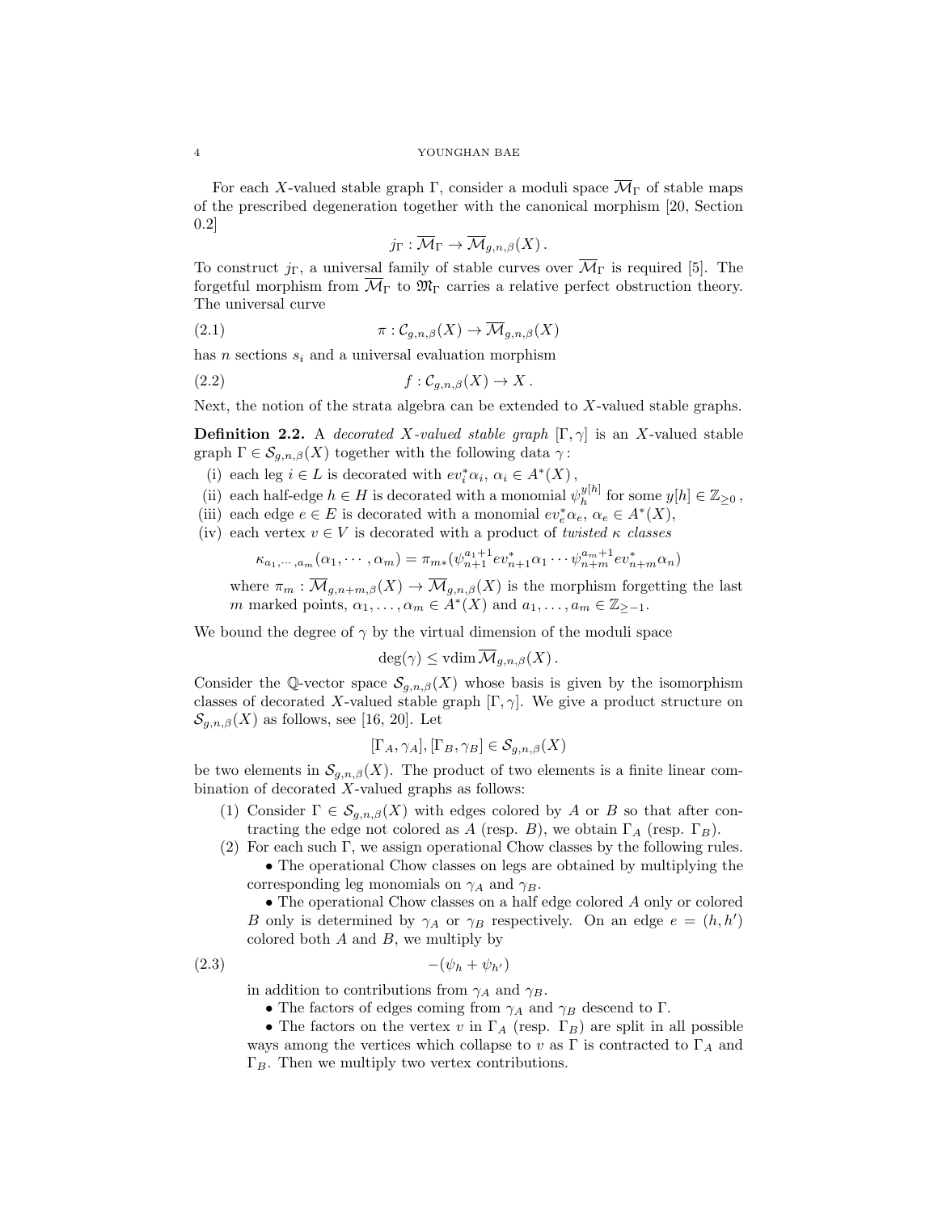For each $X$-valued stable graph $\Gamma$, consider a moduli space $\overline{\mathcal{M}}_\Gamma$ of stable maps of the prescribed degeneration together with the canonical morphism [20, Section 0.2]

$$j_\Gamma : \overline{\mathcal{M}}_\Gamma \to \overline{\mathcal{M}}_{g,n,\beta}(X)\,.$$

To construct $j_\Gamma$, a universal family of stable curves over $\overline{\mathcal{M}}_\Gamma$ is required [5]. The forgetful morphism from $\overline{\mathcal{M}}_\Gamma$ to $\mathfrak{M}_\Gamma$ carries a relative perfect obstruction theory. The universal curve

$$\pi : \mathcal{C}_{g,n,\beta}(X) \to \overline{\mathcal{M}}_{g,n,\beta}(X) \tag{2.1}$$

has $n$ sections $s_i$ and a universal evaluation morphism

$$f : \mathcal{C}_{g,n,\beta}(X) \to X\,. \tag{2.2}$$

Next, the notion of the strata algebra can be extended to $X$-valued stable graphs.

**Definition 2.2.** A *decorated $X$-valued stable graph* $[\Gamma,\gamma]$ is an $X$-valued stable graph $\Gamma \in \mathcal{S}_{g,n,\beta}(X)$ together with the following data $\gamma$:

- (i) each leg $i \in L$ is decorated with $ev_i^*\alpha_i$, $\alpha_i \in A^*(X)\,,$
- (ii) each half-edge $h \in H$ is decorated with a monomial $\psi_h^{y[h]}$ for some $y[h] \in \mathbb{Z}_{\geq 0}\,,$
- (iii) each edge $e \in E$ is decorated with a monomial $ev_e^*\alpha_e$, $\alpha_e \in A^*(X)$,
- (iv) each vertex $v \in V$ is decorated with a product of *twisted $\kappa$ classes*

$$\kappa_{a_1,\cdots,a_m}(\alpha_1,\cdots,\alpha_m) = \pi_{m*}(\psi_{n+1}^{a_1+1}ev_{n+1}^*\alpha_1 \cdots \psi_{n+m}^{a_m+1}ev_{n+m}^*\alpha_n)$$

  where $\pi_m : \overline{\mathcal{M}}_{g,n+m,\beta}(X) \to \overline{\mathcal{M}}_{g,n,\beta}(X)$ is the morphism forgetting the last $m$ marked points, $\alpha_1,\ldots,\alpha_m \in A^*(X)$ and $a_1,\ldots,a_m \in \mathbb{Z}_{\geq -1}$.

We bound the degree of $\gamma$ by the virtual dimension of the moduli space

$$\deg(\gamma) \leq \operatorname{vdim} \overline{\mathcal{M}}_{g,n,\beta}(X)\,.$$

Consider the $\mathbb{Q}$-vector space $\mathcal{S}_{g,n,\beta}(X)$ whose basis is given by the isomorphism classes of decorated $X$-valued stable graph $[\Gamma,\gamma]$. We give a product structure on $\mathcal{S}_{g,n,\beta}(X)$ as follows, see [16, 20]. Let

$$[\Gamma_A,\gamma_A], [\Gamma_B,\gamma_B] \in \mathcal{S}_{g,n,\beta}(X)$$

be two elements in $\mathcal{S}_{g,n,\beta}(X)$. The product of two elements is a finite linear combination of decorated $X$-valued graphs as follows:

1. Consider $\Gamma \in \mathcal{S}_{g,n,\beta}(X)$ with edges colored by $A$ or $B$ so that after contracting the edge not colored as $A$ (resp. $B$), we obtain $\Gamma_A$ (resp. $\Gamma_B$).
2. For each such $\Gamma$, we assign operational Chow classes by the following rules.
   - The operational Chow classes on legs are obtained by multiplying the corresponding leg monomials on $\gamma_A$ and $\gamma_B$.
   - The operational Chow classes on a half edge colored $A$ only or colored $B$ only is determined by $\gamma_A$ or $\gamma_B$ respectively. On an edge $e = (h,h')$ colored both $A$ and $B$, we multiply by
   $$-(\psi_h + \psi_{h'}) \tag{2.3}$$
   in addition to contributions from $\gamma_A$ and $\gamma_B$.
   - The factors of edges coming from $\gamma_A$ and $\gamma_B$ descend to $\Gamma$.
   - The factors on the vertex $v$ in $\Gamma_A$ (resp. $\Gamma_B$) are split in all possible ways among the vertices which collapse to $v$ as $\Gamma$ is contracted to $\Gamma_A$ and $\Gamma_B$. Then we multiply two vertex contributions.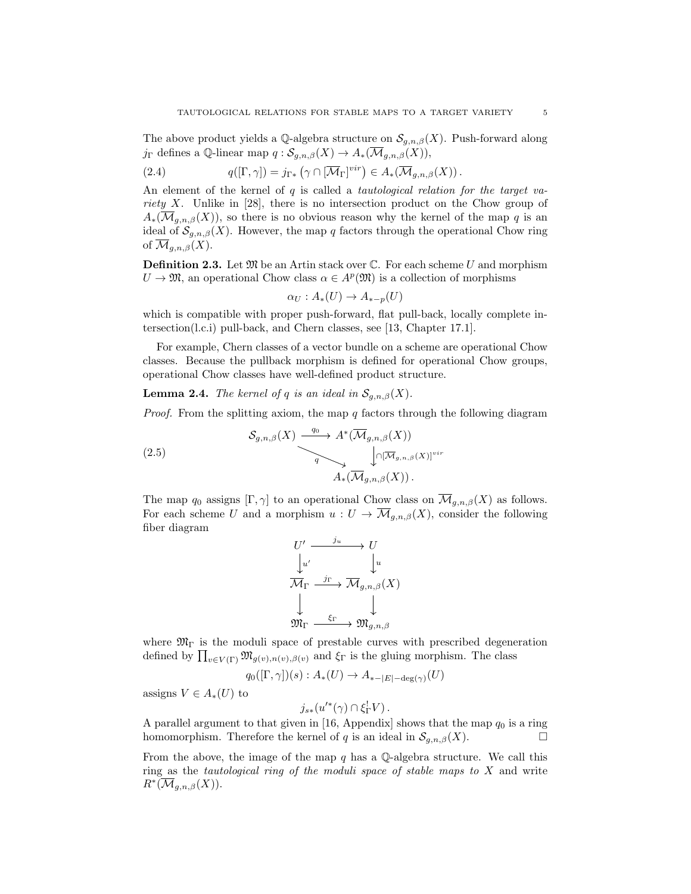The above product yields a $\mathbb{Q}$-algebra structure on $\mathcal{S}_{g,n,\beta}(X)$. Push-forward along $j_\Gamma$ defines a $\mathbb{Q}$-linear map $q : \mathcal{S}_{g,n,\beta}(X) \to A_*(\overline{\mathcal{M}}_{g,n,\beta}(X))$,

$$q([\Gamma,\gamma]) = j_{\Gamma *}\left(\gamma \cap [\overline{\mathcal{M}}_\Gamma]^{vir}\right) \in A_*(\overline{\mathcal{M}}_{g,n,\beta}(X)). \tag{2.4}$$

An element of the kernel of $q$ is called a *tautological relation for the target variety $X$*. Unlike in [28], there is no intersection product on the Chow group of $A_*(\overline{\mathcal{M}}_{g,n,\beta}(X))$, so there is no obvious reason why the kernel of the map $q$ is an ideal of $\mathcal{S}_{g,n,\beta}(X)$. However, the map $q$ factors through the operational Chow ring of $\overline{\mathcal{M}}_{g,n,\beta}(X)$.

**Definition 2.3.** Let $\mathfrak{M}$ be an Artin stack over $\mathbb{C}$. For each scheme $U$ and morphism $U \to \mathfrak{M}$, an operational Chow class $\alpha \in A^p(\mathfrak{M})$ is a collection of morphisms

$$\alpha_U : A_*(U) \to A_{*-p}(U)$$

which is compatible with proper push-forward, flat pull-back, locally complete intersection(l.c.i) pull-back, and Chern classes, see [13, Chapter 17.1].

For example, Chern classes of a vector bundle on a scheme are operational Chow classes. Because the pullback morphism is defined for operational Chow groups, operational Chow classes have well-defined product structure.

**Lemma 2.4.** *The kernel of $q$ is an ideal in $\mathcal{S}_{g,n,\beta}(X)$.*

*Proof.* From the splitting axiom, the map $q$ factors through the following diagram

$$\begin{array}{ccc} \mathcal{S}_{g,n,\beta}(X) & \xrightarrow{q_0} & A^*(\overline{\mathcal{M}}_{g,n,\beta}(X)) \\ & \searrow^{q} & \downarrow{\scriptstyle \cap[\overline{\mathcal{M}}_{g,n,\beta}(X)]^{vir}} \\ & & A_*(\overline{\mathcal{M}}_{g,n,\beta}(X)). \end{array} \tag{2.5}$$

The map $q_0$ assigns $[\Gamma,\gamma]$ to an operational Chow class on $\overline{\mathcal{M}}_{g,n,\beta}(X)$ as follows. For each scheme $U$ and a morphism $u : U \to \overline{\mathcal{M}}_{g,n,\beta}(X)$, consider the following fiber diagram

$$\begin{array}{ccc} U' & \xrightarrow{j_u} & U \\ \downarrow{\scriptstyle u'} & & \downarrow{\scriptstyle u} \\ \overline{\mathcal{M}}_\Gamma & \xrightarrow{j_\Gamma} & \overline{\mathcal{M}}_{g,n,\beta}(X) \\ \downarrow & & \downarrow \\ \mathfrak{M}_\Gamma & \xrightarrow{\xi_\Gamma} & \mathfrak{M}_{g,n,\beta} \end{array}$$

where $\mathfrak{M}_\Gamma$ is the moduli space of prestable curves with prescribed degeneration defined by $\prod_{v\in V(\Gamma)} \mathfrak{M}_{g(v),n(v),\beta(v)}$ and $\xi_\Gamma$ is the gluing morphism. The class

$$q_0([\Gamma,\gamma])(s) : A_*(U) \to A_{*-|E|-\deg(\gamma)}(U)$$

assigns $V \in A_*(U)$ to

$$j_{s*}(u'^*(\gamma) \cap \xi_\Gamma^! V).$$

A parallel argument to that given in [16, Appendix] shows that the map $q_0$ is a ring homomorphism. Therefore the kernel of $q$ is an ideal in $\mathcal{S}_{g,n,\beta}(X)$. $\square$

From the above, the image of the map $q$ has a $\mathbb{Q}$-algebra structure. We call this ring as the *tautological ring of the moduli space of stable maps to $X$* and write $R^*(\overline{\mathcal{M}}_{g,n,\beta}(X))$.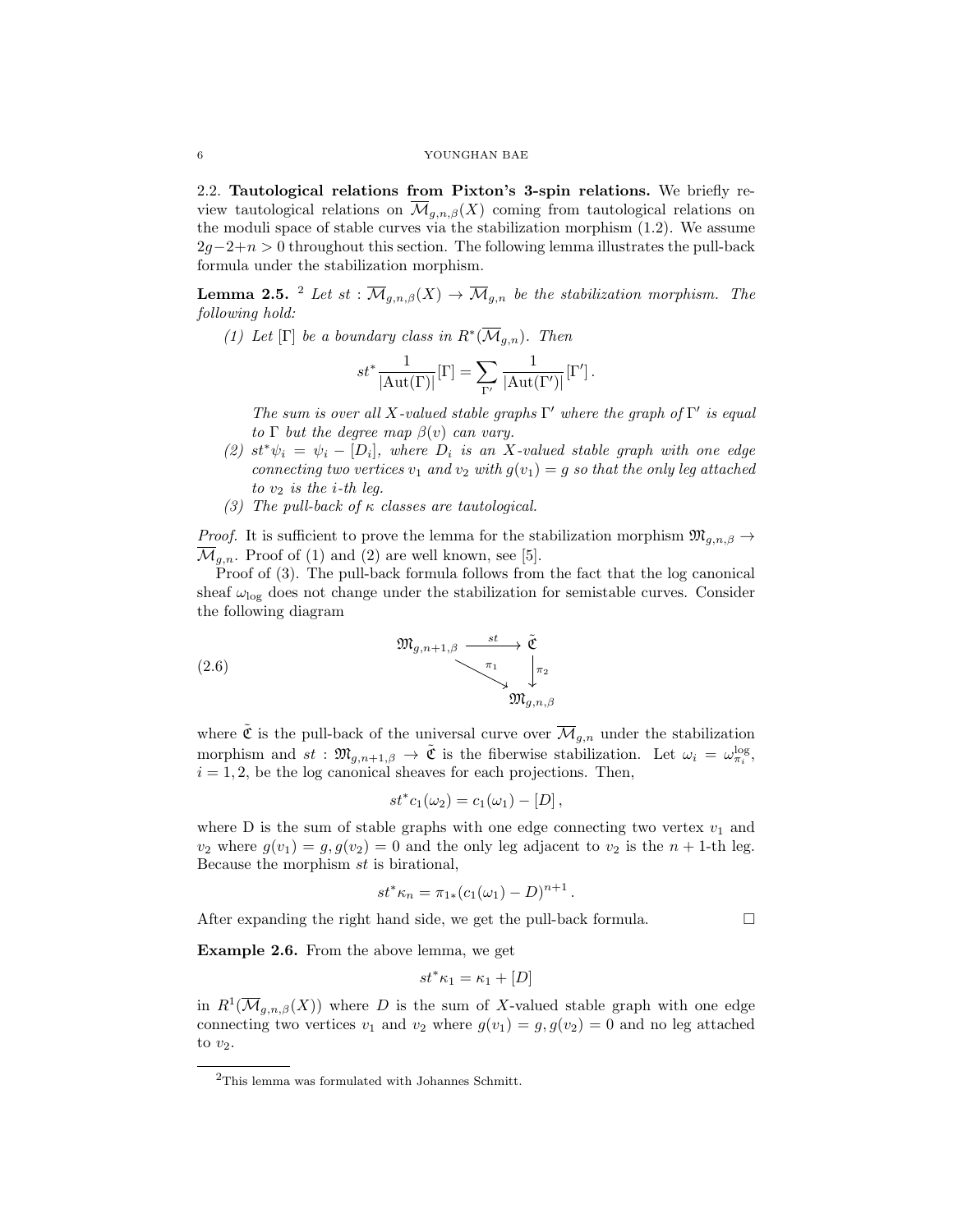2.2. **Tautological relations from Pixton's 3-spin relations.** We briefly review tautological relations on $\overline{\mathcal{M}}_{g,n,\beta}(X)$ coming from tautological relations on the moduli space of stable curves via the stabilization morphism (1.2). We assume $2g-2+n>0$ throughout this section. The following lemma illustrates the pull-back formula under the stabilization morphism.

**Lemma 2.5.** [2] *Let $st : \overline{\mathcal{M}}_{g,n,\beta}(X) \to \overline{\mathcal{M}}_{g,n}$ be the stabilization morphism. The following hold:*

1. *Let $[\Gamma]$ be a boundary class in $R^*(\overline{\mathcal{M}}_{g,n})$. Then*
$$st^* \frac{1}{|\mathrm{Aut}(\Gamma)|}[\Gamma] = \sum_{\Gamma'} \frac{1}{|\mathrm{Aut}(\Gamma')|}[\Gamma']\,.$$
*The sum is over all $X$-valued stable graphs $\Gamma'$ where the graph of $\Gamma'$ is equal to $\Gamma$ but the degree map $\beta(v)$ can vary.*
2. *$st^*\psi_i = \psi_i - [D_i]$, where $D_i$ is an $X$-valued stable graph with one edge connecting two vertices $v_1$ and $v_2$ with $g(v_1) = g$ so that the only leg attached to $v_2$ is the $i$-th leg.*
3. *The pull-back of $\kappa$ classes are tautological.*

*Proof.* It is sufficient to prove the lemma for the stabilization morphism $\mathfrak{M}_{g,n,\beta} \to \overline{\mathcal{M}}_{g,n}$. Proof of (1) and (2) are well known, see [5].

Proof of (3). The pull-back formula follows from the fact that the log canonical sheaf $\omega_{\log}$ does not change under the stabilization for semistable curves. Consider the following diagram

$$\begin{array}{ccc} \mathfrak{M}_{g,n+1,\beta} & \xrightarrow{\ st\ } & \tilde{\mathfrak{C}} \\ & \searrow^{\pi_1} & \downarrow{\scriptstyle \pi_2} \\ & & \mathfrak{M}_{g,n,\beta} \end{array} \tag{2.6}$$

where $\tilde{\mathfrak{C}}$ is the pull-back of the universal curve over $\overline{\mathcal{M}}_{g,n}$ under the stabilization morphism and $st : \mathfrak{M}_{g,n+1,\beta} \to \tilde{\mathfrak{C}}$ is the fiberwise stabilization. Let $\omega_i = \omega_{\pi_i}^{\log}$, $i = 1, 2$, be the log canonical sheaves for each projections. Then,

$$st^* c_1(\omega_2) = c_1(\omega_1) - [D]\,,$$

where D is the sum of stable graphs with one edge connecting two vertex $v_1$ and $v_2$ where $g(v_1) = g, g(v_2) = 0$ and the only leg adjacent to $v_2$ is the $n+1$-th leg. Because the morphism $st$ is birational,

$$st^*\kappa_n = \pi_{1*}(c_1(\omega_1) - D)^{n+1}\,.$$

After expanding the right hand side, we get the pull-back formula. $\square$

**Example 2.6.** From the above lemma, we get

$$st^*\kappa_1 = \kappa_1 + [D]$$

in $R^1(\overline{\mathcal{M}}_{g,n,\beta}(X))$ where $D$ is the sum of $X$-valued stable graph with one edge connecting two vertices $v_1$ and $v_2$ where $g(v_1) = g, g(v_2) = 0$ and no leg attached to $v_2$.

[2] This lemma was formulated with Johannes Schmitt.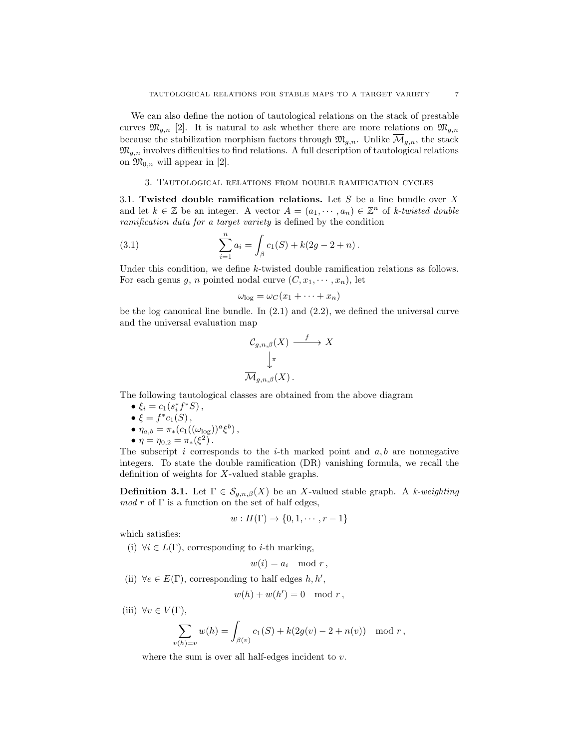We can also define the notion of tautological relations on the stack of prestable curves $\mathfrak{M}_{g,n}$ [2]. It is natural to ask whether there are more relations on $\mathfrak{M}_{g,n}$ because the stabilization morphism factors through $\mathfrak{M}_{g,n}$. Unlike $\overline{\mathcal{M}}_{g,n}$, the stack $\mathfrak{M}_{g,n}$ involves difficulties to find relations. A full description of tautological relations on $\mathfrak{M}_{0,n}$ will appear in [2].

## 3. Tautological relations from double ramification cycles

**3.1. Twisted double ramification relations.** Let $S$ be a line bundle over $X$ and let $k \in \mathbb{Z}$ be an integer. A vector $A = (a_1, \cdots, a_n) \in \mathbb{Z}^n$ of *k-twisted double ramification data for a target variety* is defined by the condition

$$\sum_{i=1}^{n} a_i = \int_{\beta} c_1(S) + k(2g - 2 + n)\,. \tag{3.1}$$

Under this condition, we define $k$-twisted double ramification relations as follows. For each genus $g$, $n$ pointed nodal curve $(C, x_1, \cdots, x_n)$, let

$$\omega_{\log} = \omega_C(x_1 + \cdots + x_n)$$

be the log canonical line bundle. In (2.1) and (2.2), we defined the universal curve and the universal evaluation map

$$\begin{array}{ccc} \mathcal{C}_{g,n,\beta}(X) & \xrightarrow{\ f\ } & X \\ \big\downarrow{\scriptstyle \pi} & & \\ \overline{\mathcal{M}}_{g,n,\beta}(X)\,. & & \end{array}$$

The following tautological classes are obtained from the above diagram

- $\xi_i = c_1(s_i^* f^* S)$,
- $\xi = f^* c_1(S)$,
- $\eta_{a,b} = \pi_*(c_1((\omega_{\log}))^a \xi^b)$,
- $\eta = \eta_{0,2} = \pi_*(\xi^2)$.

The subscript $i$ corresponds to the $i$-th marked point and $a, b$ are nonnegative integers. To state the double ramification (DR) vanishing formula, we recall the definition of weights for $X$-valued stable graphs.

**Definition 3.1.** Let $\Gamma \in \mathcal{S}_{g,n,\beta}(X)$ be an $X$-valued stable graph. A *k-weighting mod r* of $\Gamma$ is a function on the set of half edges,

$$w : H(\Gamma) \to \{0, 1, \cdots, r-1\}$$

which satisfies:

(i) $\forall i \in L(\Gamma)$, corresponding to $i$-th marking,

$$w(i) = a_i \mod r\,,$$

(ii) $\forall e \in E(\Gamma)$, corresponding to half edges $h, h'$,

$$w(h) + w(h') = 0 \mod r\,,$$

(iii) $\forall v \in V(\Gamma)$,

$$\sum_{v(h)=v} w(h) = \int_{\beta(v)} c_1(S) + k(2g(v) - 2 + n(v)) \mod r\,,$$

where the sum is over all half-edges incident to $v$.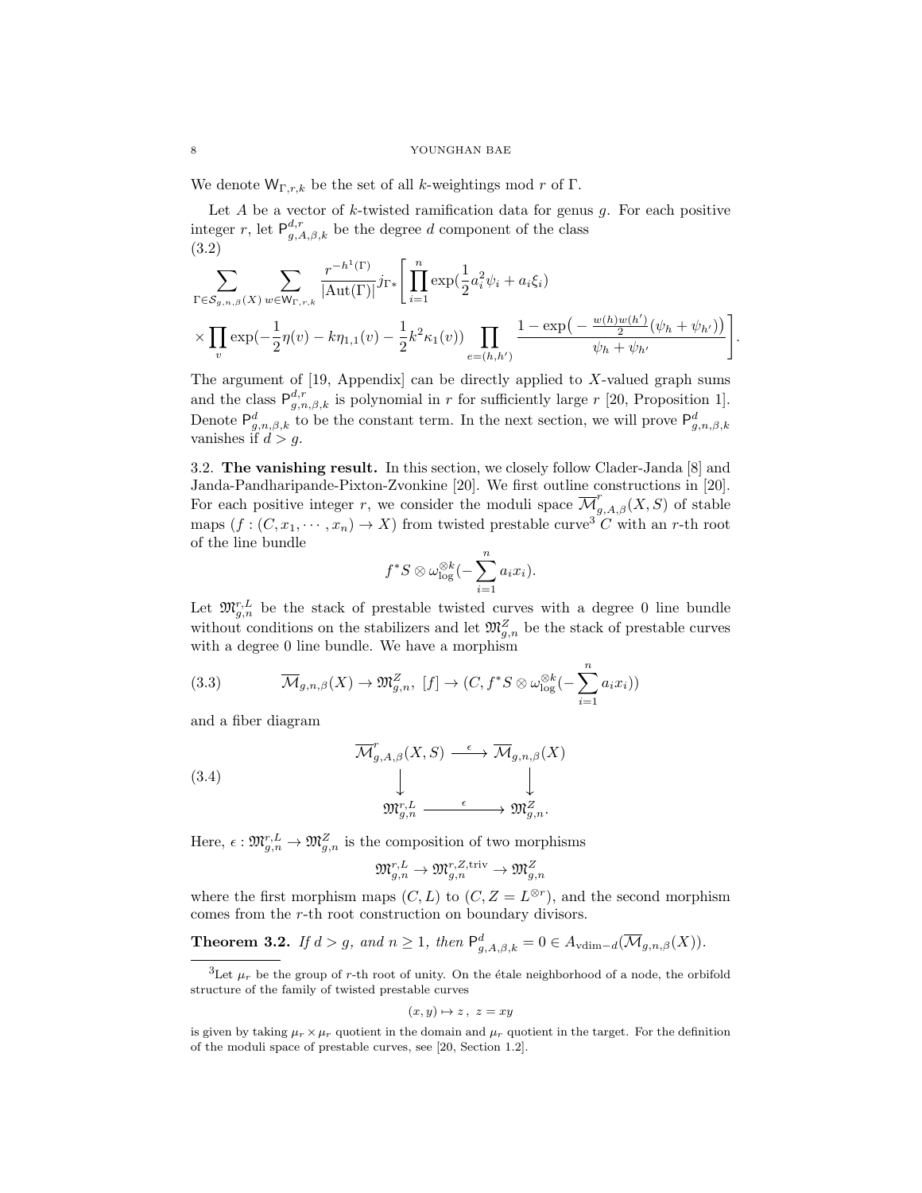We denote $\mathsf{W}_{\Gamma,r,k}$ be the set of all $k$-weightings mod $r$ of $\Gamma$.

Let $A$ be a vector of $k$-twisted ramification data for genus $g$. For each positive integer $r$, let $\mathsf{P}^{d,r}_{g,A,\beta,k}$ be the degree $d$ component of the class

(3.2)

$$
\sum_{\Gamma\in\mathcal{S}_{g,n,\beta}(X)}\sum_{w\in\mathsf{W}_{\Gamma,r,k}}\frac{r^{-h^1(\Gamma)}}{|\mathrm{Aut}(\Gamma)|}j_{\Gamma*}\Bigg[\prod_{i=1}^{n}\exp(\frac{1}{2}a_i^2\psi_i+a_i\xi_i)
$$

$$
\times\prod_{v}\exp(-\frac{1}{2}\eta(v)-k\eta_{1,1}(v)-\frac{1}{2}k^2\kappa_1(v))\prod_{e=(h,h')}\frac{1-\exp\big(-\frac{w(h)w(h')}{2}(\psi_h+\psi_{h'})\big)}{\psi_h+\psi_{h'}}\Bigg].
$$

The argument of [19, Appendix] can be directly applied to $X$-valued graph sums and the class $\mathsf{P}^{d,r}_{g,n,\beta,k}$ is polynomial in $r$ for sufficiently large $r$ [20, Proposition 1]. Denote $\mathsf{P}^{d}_{g,n,\beta,k}$ to be the constant term. In the next section, we will prove $\mathsf{P}^{d}_{g,n,\beta,k}$ vanishes if $d>g$.

### 3.2. The vanishing result.

In this section, we closely follow Clader-Janda [8] and Janda-Pandharipande-Pixton-Zvonkine [20]. We first outline constructions in [20]. For each positive integer $r$, we consider the moduli space $\overline{\mathcal{M}}^r_{g,A,\beta}(X,S)$ of stable maps $(f:(C,x_1,\cdots,x_n)\to X)$ from twisted prestable curve[3] $C$ with an $r$-th root of the line bundle

$$
f^*S\otimes\omega_{\log}^{\otimes k}(-\sum_{i=1}^{n}a_ix_i).
$$

Let $\mathfrak{M}^{r,L}_{g,n}$ be the stack of prestable twisted curves with a degree 0 line bundle without conditions on the stabilizers and let $\mathfrak{M}^{Z}_{g,n}$ be the stack of prestable curves with a degree 0 line bundle. We have a morphism

$$
\overline{\mathcal{M}}_{g,n,\beta}(X)\to\mathfrak{M}^{Z}_{g,n},\ [f]\to(C,f^*S\otimes\omega_{\log}^{\otimes k}(-\sum_{i=1}^{n}a_ix_i)) \tag{3.3}
$$

and a fiber diagram

$$
\begin{array}{ccc}
\overline{\mathcal{M}}^r_{g,A,\beta}(X,S) & \xrightarrow{\ \epsilon\ } & \overline{\mathcal{M}}_{g,n,\beta}(X)\\
\downarrow & & \downarrow\\
\mathfrak{M}^{r,L}_{g,n} & \xrightarrow{\ \epsilon\ } & \mathfrak{M}^{Z}_{g,n}.
\end{array} \tag{3.4}
$$

Here, $\epsilon:\mathfrak{M}^{r,L}_{g,n}\to\mathfrak{M}^{Z}_{g,n}$ is the composition of two morphisms

$$
\mathfrak{M}^{r,L}_{g,n}\to\mathfrak{M}^{r,Z,\mathrm{triv}}_{g,n}\to\mathfrak{M}^{Z}_{g,n}
$$

where the first morphism maps $(C,L)$ to $(C,Z=L^{\otimes r})$, and the second morphism comes from the $r$-th root construction on boundary divisors.

**Theorem 3.2.** *If $d>g$, and $n\geq 1$, then $\mathsf{P}^{d}_{g,A,\beta,k}=0\in A_{\mathrm{vdim}-d}(\overline{\mathcal{M}}_{g,n,\beta}(X))$.*

---

[3] Let $\mu_r$ be the group of $r$-th root of unity. On the étale neighborhood of a node, the orbifold structure of the family of twisted prestable curves

$$
(x,y)\mapsto z\,,\ z=xy
$$

is given by taking $\mu_r\times\mu_r$ quotient in the domain and $\mu_r$ quotient in the target. For the definition of the moduli space of prestable curves, see [20, Section 1.2].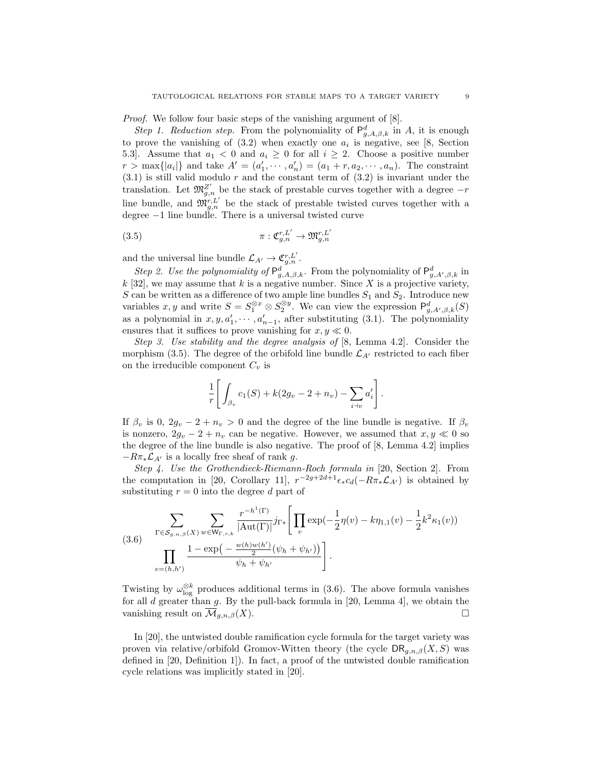*Proof.* We follow four basic steps of the vanishing argument of [8].

*Step 1. Reduction step.* From the polynomiality of $\mathsf{P}^d_{g,A,\beta,k}$ in $A$, it is enough to prove the vanishing of (3.2) when exactly one $a_i$ is negative, see [8, Section 5.3]. Assume that $a_1 < 0$ and $a_i \geq 0$ for all $i \geq 2$. Choose a positive number $r > \max\{|a_i|\}$ and take $A' = (a'_1, \cdots, a'_n) = (a_1 + r, a_2, \cdots, a_n)$. The constraint (3.1) is still valid modulo $r$ and the constant term of (3.2) is invariant under the translation. Let $\mathfrak{M}^{Z'}_{g,n}$ be the stack of prestable curves together with a degree $-r$ line bundle, and $\mathfrak{M}^{r,L'}_{g,n}$ be the stack of prestable twisted curves together with a degree $-1$ line bundle. There is a universal twisted curve

$$\pi : \mathfrak{C}^{r,L'}_{g,n} \to \mathfrak{M}^{r,L'}_{g,n} \tag{3.5}$$

and the universal line bundle $\mathcal{L}_{A'} \to \mathfrak{C}^{r,L'}_{g,n}$.

*Step 2. Use the polynomiality of* $\mathsf{P}^d_{g,A,\beta,k}$. From the polynomiality of $\mathsf{P}^d_{g,A',\beta,k}$ in $k$ [32], we may assume that $k$ is a negative number. Since $X$ is a projective variety, $S$ can be written as a difference of two ample line bundles $S_1$ and $S_2$. Introduce new variables $x, y$ and write $S = S_1^{\otimes x} \otimes S_2^{\otimes y}$. We can view the expression $\mathsf{P}^d_{g,A',\beta,k}(S)$ as a polynomial in $x, y, a'_1, \cdots, a'_{n-1}$, after substituting (3.1). The polynomiality ensures that it suffices to prove vanishing for $x, y \ll 0$.

*Step 3. Use stability and the degree analysis of* [8, Lemma 4.2]. Consider the morphism (3.5). The degree of the orbifold line bundle $\mathcal{L}_{A'}$ restricted to each fiber on the irreducible component $C_v$ is

$$\frac{1}{r}\left[\int_{\beta_v} c_1(S) + k(2g_v - 2 + n_v) - \sum_{i \dashv v} a'_i\right].$$

If $\beta_v$ is 0, $2g_v - 2 + n_v > 0$ and the degree of the line bundle is negative. If $\beta_v$ is nonzero, $2g_v - 2 + n_v$ can be negative. However, we assumed that $x, y \ll 0$ so the degree of the line bundle is also negative. The proof of [8, Lemma 4.2] implies $-R\pi_*\mathcal{L}_{A'}$ is a locally free sheaf of rank $g$.

*Step 4. Use the Grothendieck-Riemann-Roch formula in* [20, Section 2]. From the computation in [20, Corollary 11], $r^{-2g+2d+1}\epsilon_* c_d(-R\pi_*\mathcal{L}_{A'})$ is obtained by substituting $r = 0$ into the degree $d$ part of

$$\begin{aligned}
&\sum_{\Gamma \in \mathcal{S}_{g,n,\beta}(X)} \sum_{w \in \mathsf{W}_{\Gamma,r,k}} \frac{r^{-h^1(\Gamma)}}{|\mathrm{Aut}(\Gamma)|} j_{\Gamma *}\Bigg[\prod_v \exp(-\frac{1}{2}\eta(v) - k\eta_{1,1}(v) - \frac{1}{2}k^2\kappa_1(v)) \\
&\prod_{e=(h,h')} \frac{1 - \exp\left(-\frac{w(h)w(h')}{2}(\psi_h + \psi_{h'})\right)}{\psi_h + \psi_{h'}}\Bigg].
\end{aligned} \tag{3.6}$$

Twisting by $\omega_{\log}^{\otimes k}$ produces additional terms in (3.6). The above formula vanishes for all $d$ greater than $g$. By the pull-back formula in [20, Lemma 4], we obtain the vanishing result on $\overline{\mathcal{M}}_{g,n,\beta}(X)$. $\square$

In [20], the untwisted double ramification cycle formula for the target variety was proven via relative/orbifold Gromov-Witten theory (the cycle $\mathsf{DR}_{g,n,\beta}(X, S)$ was defined in [20, Definition 1]). In fact, a proof of the untwisted double ramification cycle relations was implicitly stated in [20].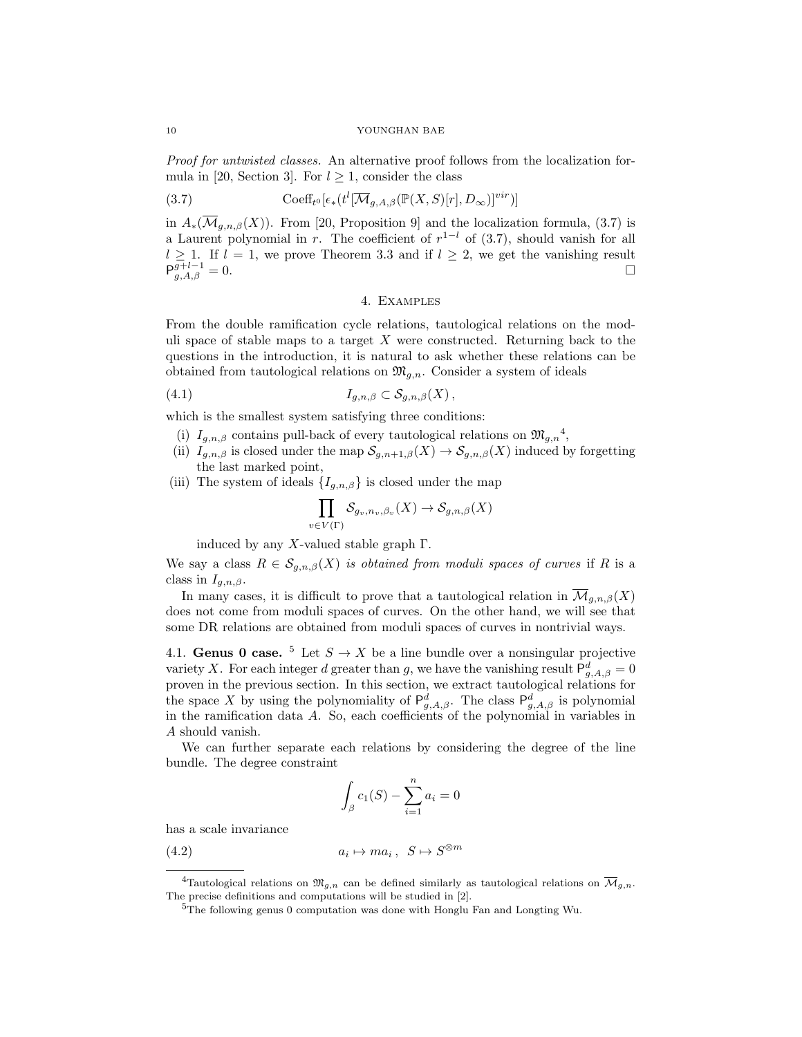*Proof for untwisted classes.* An alternative proof follows from the localization formula in [20, Section 3]. For $l \geq 1$, consider the class

$$\mathrm{Coeff}_{t^0}[\epsilon_*(t^l[\overline{\mathcal{M}}_{g,A,\beta}(\mathbb{P}(X,S)[r], D_\infty)]^{vir})] \tag{3.7}$$

in $A_*(\overline{\mathcal{M}}_{g,n,\beta}(X))$. From [20, Proposition 9] and the localization formula, (3.7) is a Laurent polynomial in $r$. The coefficient of $r^{1-l}$ of (3.7), should vanish for all $l \geq 1$. If $l = 1$, we prove Theorem 3.3 and if $l \geq 2$, we get the vanishing result $\mathsf{P}^{g+l-1}_{g,A,\beta} = 0$. □

## 4. Examples

From the double ramification cycle relations, tautological relations on the moduli space of stable maps to a target $X$ were constructed. Returning back to the questions in the introduction, it is natural to ask whether these relations can be obtained from tautological relations on $\mathfrak{M}_{g,n}$. Consider a system of ideals

$$I_{g,n,\beta} \subset \mathcal{S}_{g,n,\beta}(X)\,, \tag{4.1}$$

which is the smallest system satisfying three conditions:

(i) $I_{g,n,\beta}$ contains pull-back of every tautological relations on $\mathfrak{M}_{g,n}$[4],

(ii) $I_{g,n,\beta}$ is closed under the map $\mathcal{S}_{g,n+1,\beta}(X) \to \mathcal{S}_{g,n,\beta}(X)$ induced by forgetting the last marked point,

(iii) The system of ideals $\{I_{g,n,\beta}\}$ is closed under the map

$$\prod_{v \in V(\Gamma)} \mathcal{S}_{g_v,n_v,\beta_v}(X) \to \mathcal{S}_{g,n,\beta}(X)$$

induced by any $X$-valued stable graph $\Gamma$.

We say a class $R \in \mathcal{S}_{g,n,\beta}(X)$ *is obtained from moduli spaces of curves* if $R$ is a class in $I_{g,n,\beta}$.

In many cases, it is difficult to prove that a tautological relation in $\overline{\mathcal{M}}_{g,n,\beta}(X)$ does not come from moduli spaces of curves. On the other hand, we will see that some DR relations are obtained from moduli spaces of curves in nontrivial ways.

### 4.1. Genus 0 case.

[5] Let $S \to X$ be a line bundle over a nonsingular projective variety $X$. For each integer $d$ greater than $g$, we have the vanishing result $\mathsf{P}^d_{g,A,\beta} = 0$ proven in the previous section. In this section, we extract tautological relations for the space $X$ by using the polynomiality of $\mathsf{P}^d_{g,A,\beta}$. The class $\mathsf{P}^d_{g,A,\beta}$ is polynomial in the ramification data $A$. So, each coefficients of the polynomial in variables in $A$ should vanish.

We can further separate each relations by considering the degree of the line bundle. The degree constraint

$$\int_\beta c_1(S) - \sum_{i=1}^n a_i = 0$$

has a scale invariance

$$a_i \mapsto m a_i\,,\ \ S \mapsto S^{\otimes m} \tag{4.2}$$

---

[4] Tautological relations on $\mathfrak{M}_{g,n}$ can be defined similarly as tautological relations on $\overline{\mathcal{M}}_{g,n}$. The precise definitions and computations will be studied in [2].

[5] The following genus 0 computation was done with Honglu Fan and Longting Wu.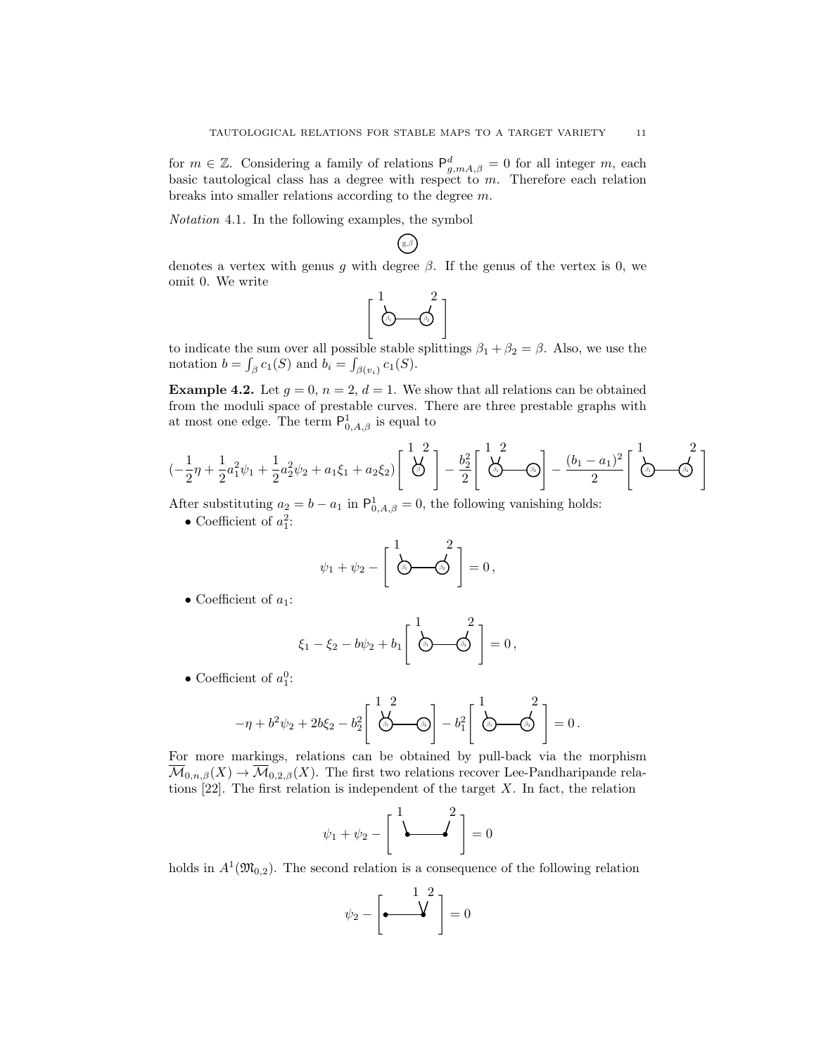for $m \in \mathbb{Z}$. Considering a family of relations $\mathsf{P}^d_{g,mA,\beta} = 0$ for all integer $m$, each basic tautological class has a degree with respect to $m$. Therefore each relation breaks into smaller relations according to the degree $m$.

*Notation* 4.1. In the following examples, the symbol

[vertex labeled $g,\beta$]

denotes a vertex with genus $g$ with degree $\beta$. If the genus of the vertex is 0, we omit 0. We write

[graph: vertex $\beta_1$ with leg 1 — edge — vertex $\beta_2$ with leg 2]

to indicate the sum over all possible stable splittings $\beta_1 + \beta_2 = \beta$. Also, we use the notation $b = \int_\beta c_1(S)$ and $b_i = \int_{\beta(v_i)} c_1(S)$.

**Example 4.2.** Let $g = 0$, $n = 2$, $d = 1$. We show that all relations can be obtained from the moduli space of prestable curves. There are three prestable graphs with at most one edge. The term $\mathsf{P}^1_{0,A,\beta}$ is equal to

$$(-\frac{1}{2}\eta + \frac{1}{2}a_1^2\psi_1 + \frac{1}{2}a_2^2\psi_2 + a_1\xi_1 + a_2\xi_2)\left[\text{vertex } \beta \text{ with legs } 1,2\right] - \frac{b_2^2}{2}\left[\text{legs } 1,2 \text{ on } \beta_1 \text{ — } \beta_2\right] - \frac{(b_1 - a_1)^2}{2}\left[\text{leg } 1 \text{ on } \beta_1 \text{ — leg } 2 \text{ on } \beta_2\right]$$

After substituting $a_2 = b - a_1$ in $\mathsf{P}^1_{0,A,\beta} = 0$, the following vanishing holds:

- Coefficient of $a_1^2$:

$$\psi_1 + \psi_2 - \left[\text{leg } 1 \text{ on } \beta_1 \text{ — leg } 2 \text{ on } \beta_2\right] = 0\,,$$

- Coefficient of $a_1$:

$$\xi_1 - \xi_2 - b\psi_2 + b_1\left[\text{leg } 1 \text{ on } \beta_1 \text{ — leg } 2 \text{ on } \beta_2\right] = 0\,,$$

- Coefficient of $a_1^0$:

$$-\eta + b^2\psi_2 + 2b\xi_2 - b_2^2\left[\text{legs } 1,2 \text{ on } \beta_1 \text{ — } \beta_2\right] - b_1^2\left[\text{leg } 1 \text{ on } \beta_1 \text{ — leg } 2 \text{ on } \beta_2\right] = 0\,.$$

For more markings, relations can be obtained by pull-back via the morphism $\overline{\mathcal{M}}_{0,n,\beta}(X) \to \overline{\mathcal{M}}_{0,2,\beta}(X)$. The first two relations recover Lee-Pandharipande relations [22]. The first relation is independent of the target $X$. In fact, the relation

$$\psi_1 + \psi_2 - \left[\text{leg } 1 \bullet\text{—}\bullet \text{ leg } 2\right] = 0$$

holds in $A^1(\mathfrak{M}_{0,2})$. The second relation is a consequence of the following relation

$$\psi_2 - \left[\bullet\text{—}\bullet \text{ legs } 1,2\right] = 0$$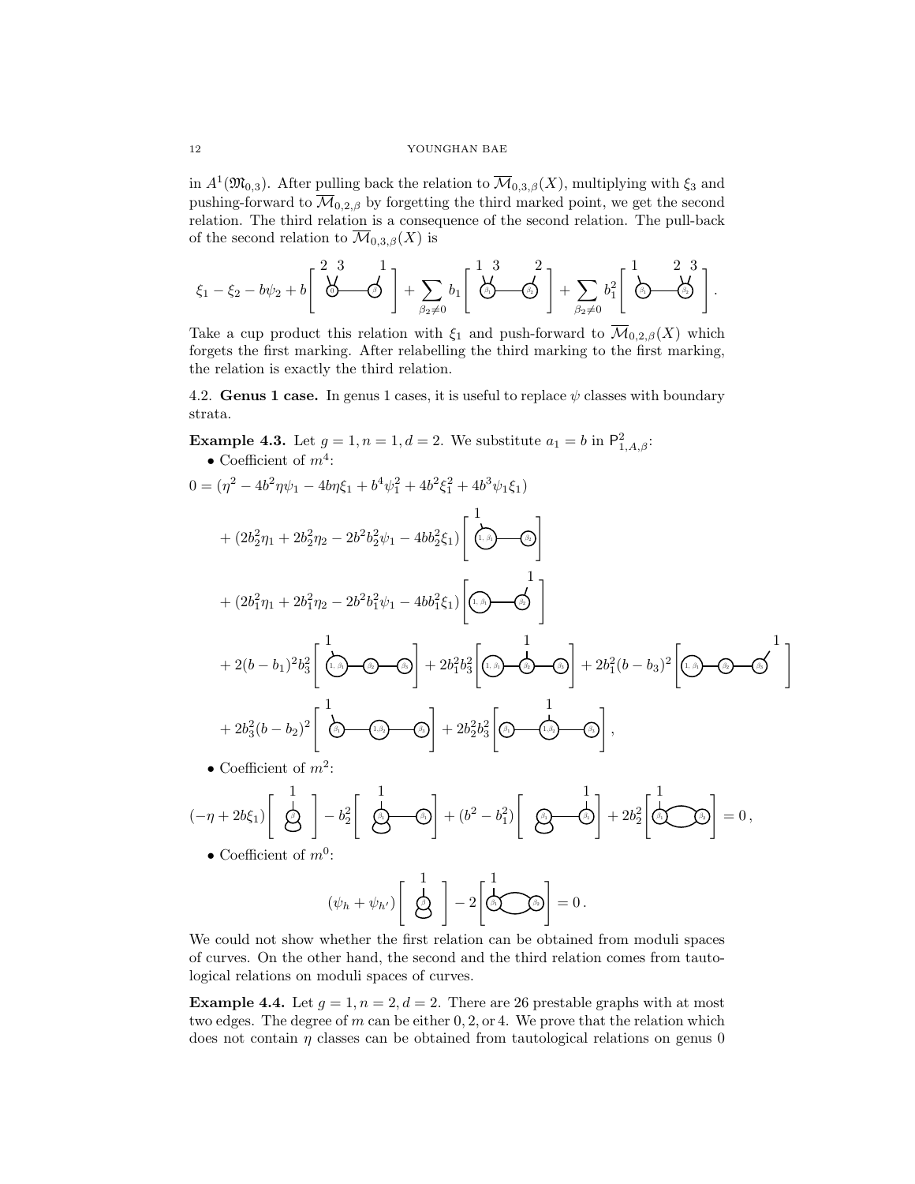in $A^1(\mathfrak{M}_{0,3})$. After pulling back the relation to $\overline{\mathcal{M}}_{0,3,\beta}(X)$, multiplying with $\xi_3$ and pushing-forward to $\overline{\mathcal{M}}_{0,2,\beta}$ by forgetting the third marked point, we get the second relation. The third relation is a consequence of the second relation. The pull-back of the second relation to $\overline{\mathcal{M}}_{0,3,\beta}(X)$ is

$$\xi_1 - \xi_2 - b\psi_2 + b\left[\,\text{graph}\,\right] + \sum_{\beta_2\neq 0} b_1\left[\,\text{graph}\,\right] + \sum_{\beta_2\neq 0} b_1^2\left[\,\text{graph}\,\right].$$

Take a cup product this relation with $\xi_1$ and push-forward to $\overline{\mathcal{M}}_{0,2,\beta}(X)$ which forgets the first marking. After relabelling the third marking to the first marking, the relation is exactly the third relation.

4.2. **Genus 1 case.** In genus 1 cases, it is useful to replace $\psi$ classes with boundary strata.

**Example 4.3.** Let $g = 1, n = 1, d = 2$. We substitute $a_1 = b$ in $\mathsf{P}^2_{1,A,\beta}$:

- Coefficient of $m^4$:

$$\begin{aligned}
0 = &(\eta^2 - 4b^2\eta\psi_1 - 4b\eta\xi_1 + b^4\psi_1^2 + 4b^2\xi_1^2 + 4b^3\psi_1\xi_1)\\
&+ (2b_2^2\eta_1 + 2b_2^2\eta_2 - 2b^2b_2^2\psi_1 - 4bb_2^2\xi_1)\left[\,\text{graph}\,\right]\\
&+ (2b_1^2\eta_1 + 2b_1^2\eta_2 - 2b^2b_1^2\psi_1 - 4bb_1^2\xi_1)\left[\,\text{graph}\,\right]\\
&+ 2(b-b_1)^2b_3^2\left[\,\text{graph}\,\right] + 2b_1^2b_3^2\left[\,\text{graph}\,\right] + 2b_1^2(b-b_3)^2\left[\,\text{graph}\,\right]\\
&+ 2b_3^2(b-b_2)^2\left[\,\text{graph}\,\right] + 2b_2^2b_3^2\left[\,\text{graph}\,\right],
\end{aligned}$$

- Coefficient of $m^2$:

$$(-\eta + 2b\xi_1)\left[\,\text{graph}\,\right] - b_2^2\left[\,\text{graph}\,\right] + (b^2 - b_1^2)\left[\,\text{graph}\,\right] + 2b_2^2\left[\,\text{graph}\,\right] = 0\,,$$

- Coefficient of $m^0$:

$$(\psi_h + \psi_{h'})\left[\,\text{graph}\,\right] - 2\left[\,\text{graph}\,\right] = 0\,.$$

We could not show whether the first relation can be obtained from moduli spaces of curves. On the other hand, the second and the third relation comes from tautological relations on moduli spaces of curves.

**Example 4.4.** Let $g = 1, n = 2, d = 2$. There are 26 prestable graphs with at most two edges. The degree of $m$ can be either $0, 2,$ or $4$. We prove that the relation which does not contain $\eta$ classes can be obtained from tautological relations on genus 0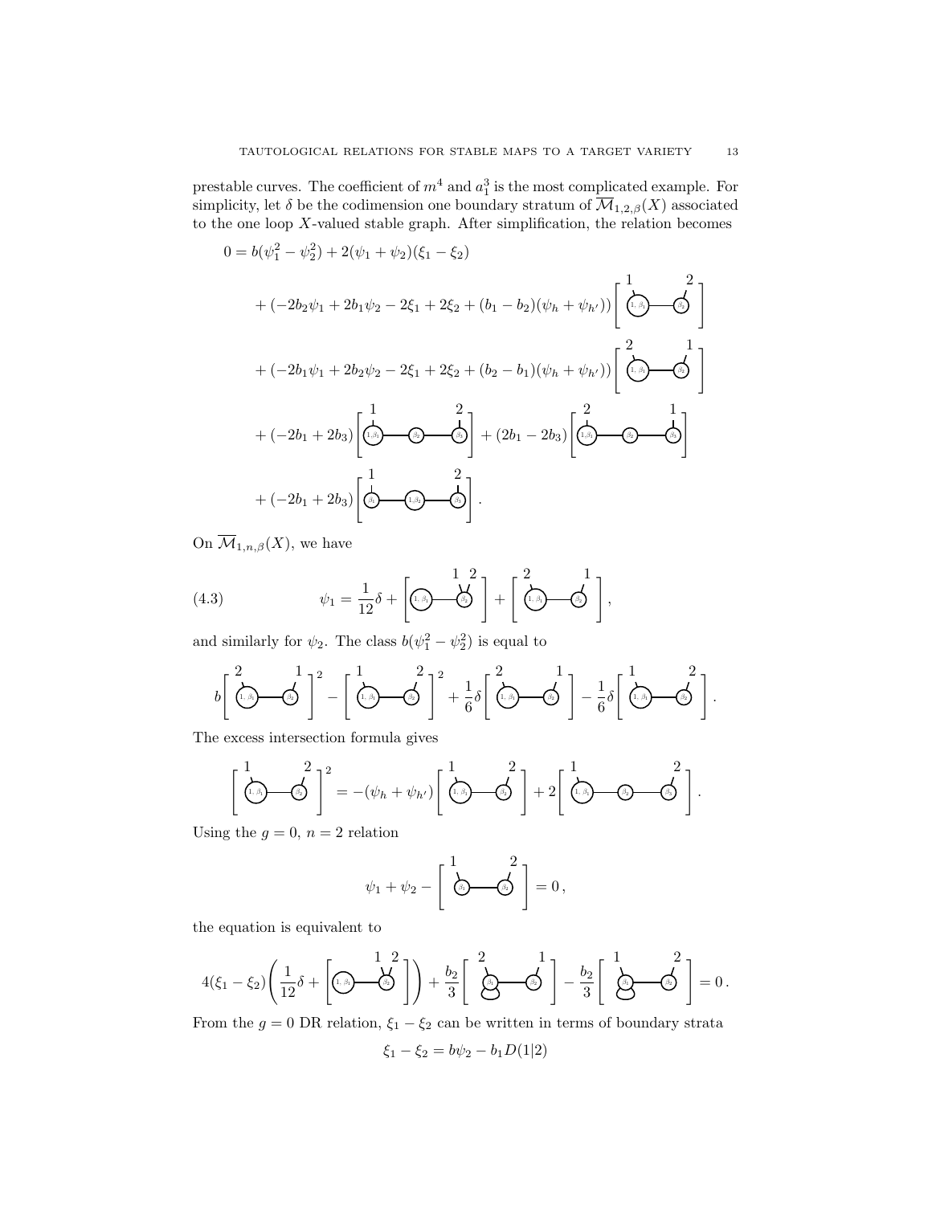prestable curves. The coefficient of $m^4$ and $a_1^3$ is the most complicated example. For simplicity, let $\delta$ be the codimension one boundary stratum of $\overline{\mathcal{M}}_{1,2,\beta}(X)$ associated to the one loop $X$-valued stable graph. After simplification, the relation becomes

$$
\begin{aligned}
0 = {} & b(\psi_1^2 - \psi_2^2) + 2(\psi_1 + \psi_2)(\xi_1 - \xi_2) \\
& + (-2b_2\psi_1 + 2b_1\psi_2 - 2\xi_1 + 2\xi_2 + (b_1 - b_2)(\psi_h + \psi_{h'}))\left[\,\text{graph}\,\right] \\
& + (-2b_1\psi_1 + 2b_2\psi_2 - 2\xi_1 + 2\xi_2 + (b_2 - b_1)(\psi_h + \psi_{h'}))\left[\,\text{graph}\,\right] \\
& + (-2b_1 + 2b_3)\left[\,\text{graph}\,\right] + (2b_1 - 2b_3)\left[\,\text{graph}\,\right] \\
& + (-2b_1 + 2b_3)\left[\,\text{graph}\,\right].
\end{aligned}
$$

On $\overline{\mathcal{M}}_{1,n,\beta}(X)$, we have

$$
\psi_1 = \frac{1}{12}\delta + \left[\,\text{graph}\,\right] + \left[\,\text{graph}\,\right], \tag{4.3}
$$

and similarly for $\psi_2$. The class $b(\psi_1^2 - \psi_2^2)$ is equal to

$$
b\left[\,\text{graph}\,\right]^2 - \left[\,\text{graph}\,\right]^2 + \frac{1}{6}\delta\left[\,\text{graph}\,\right] - \frac{1}{6}\delta\left[\,\text{graph}\,\right].
$$

The excess intersection formula gives

$$
\left[\,\text{graph}\,\right]^2 = -(\psi_h + \psi_{h'})\left[\,\text{graph}\,\right] + 2\left[\,\text{graph}\,\right].
$$

Using the $g = 0$, $n = 2$ relation

$$
\psi_1 + \psi_2 - \left[\,\text{graph}\,\right] = 0\,,
$$

the equation is equivalent to

$$
4(\xi_1 - \xi_2)\left(\frac{1}{12}\delta + \left[\,\text{graph}\,\right]\right) + \frac{b_2}{3}\left[\,\text{graph}\,\right] - \frac{b_2}{3}\left[\,\text{graph}\,\right] = 0\,.
$$

From the $g = 0$ DR relation, $\xi_1 - \xi_2$ can be written in terms of boundary strata

$$
\xi_1 - \xi_2 = b\psi_2 - b_1 D(1|2)
$$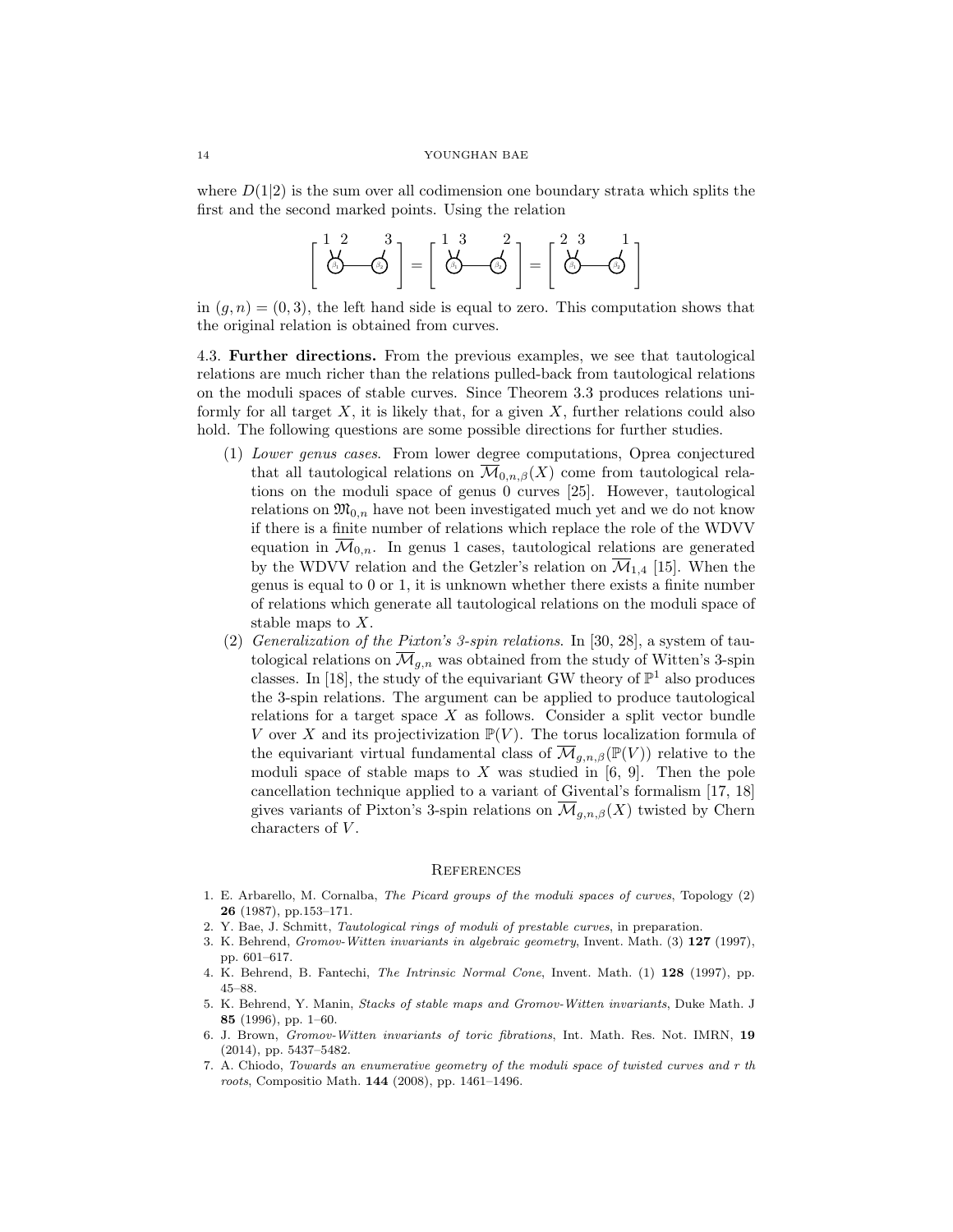where $D(1|2)$ is the sum over all codimension one boundary strata which splits the first and the second marked points. Using the relation

$$\left[\begin{array}{c} 1\;2 \qquad 3 \\ \beta_1 \text{---} \beta_2 \end{array}\right] = \left[\begin{array}{c} 1\;3 \qquad 2 \\ \beta_1 \text{---} \beta_2 \end{array}\right] = \left[\begin{array}{c} 2\;3 \qquad 1 \\ \beta_1 \text{---} \beta_2 \end{array}\right]$$

in $(g, n) = (0, 3)$, the left hand side is equal to zero. This computation shows that the original relation is obtained from curves.

4.3. **Further directions.** From the previous examples, we see that tautological relations are much richer than the relations pulled-back from tautological relations on the moduli spaces of stable curves. Since Theorem 3.3 produces relations uniformly for all target $X$, it is likely that, for a given $X$, further relations could also hold. The following questions are some possible directions for further studies.

(1) *Lower genus cases*. From lower degree computations, Oprea conjectured that all tautological relations on $\overline{\mathcal{M}}_{0,n,\beta}(X)$ come from tautological relations on the moduli space of genus 0 curves [25]. However, tautological relations on $\mathfrak{M}_{0,n}$ have not been investigated much yet and we do not know if there is a finite number of relations which replace the role of the WDVV equation in $\overline{\mathcal{M}}_{0,n}$. In genus 1 cases, tautological relations are generated by the WDVV relation and the Getzler's relation on $\overline{\mathcal{M}}_{1,4}$ [15]. When the genus is equal to 0 or 1, it is unknown whether there exists a finite number of relations which generate all tautological relations on the moduli space of stable maps to $X$.

(2) *Generalization of the Pixton's 3-spin relations*. In [30, 28], a system of tautological relations on $\overline{\mathcal{M}}_{g,n}$ was obtained from the study of Witten's 3-spin classes. In [18], the study of the equivariant GW theory of $\mathbb{P}^1$ also produces the 3-spin relations. The argument can be applied to produce tautological relations for a target space $X$ as follows. Consider a split vector bundle $V$ over $X$ and its projectivization $\mathbb{P}(V)$. The torus localization formula of the equivariant virtual fundamental class of $\overline{\mathcal{M}}_{g,n,\beta}(\mathbb{P}(V))$ relative to the moduli space of stable maps to $X$ was studied in [6, 9]. Then the pole cancellation technique applied to a variant of Givental's formalism [17, 18] gives variants of Pixton's 3-spin relations on $\overline{\mathcal{M}}_{g,n,\beta}(X)$ twisted by Chern characters of $V$.

## References

1. E. Arbarello, M. Cornalba, *The Picard groups of the moduli spaces of curves*, Topology (2) **26** (1987), pp.153–171.
2. Y. Bae, J. Schmitt, *Tautological rings of moduli of prestable curves*, in preparation.
3. K. Behrend, *Gromov-Witten invariants in algebraic geometry*, Invent. Math. (3) **127** (1997), pp. 601–617.
4. K. Behrend, B. Fantechi, *The Intrinsic Normal Cone*, Invent. Math. (1) **128** (1997), pp. 45–88.
5. K. Behrend, Y. Manin, *Stacks of stable maps and Gromov-Witten invariants*, Duke Math. J **85** (1996), pp. 1–60.
6. J. Brown, *Gromov-Witten invariants of toric fibrations*, Int. Math. Res. Not. IMRN, **19** (2014), pp. 5437–5482.
7. A. Chiodo, *Towards an enumerative geometry of the moduli space of twisted curves and r th roots*, Compositio Math. **144** (2008), pp. 1461–1496.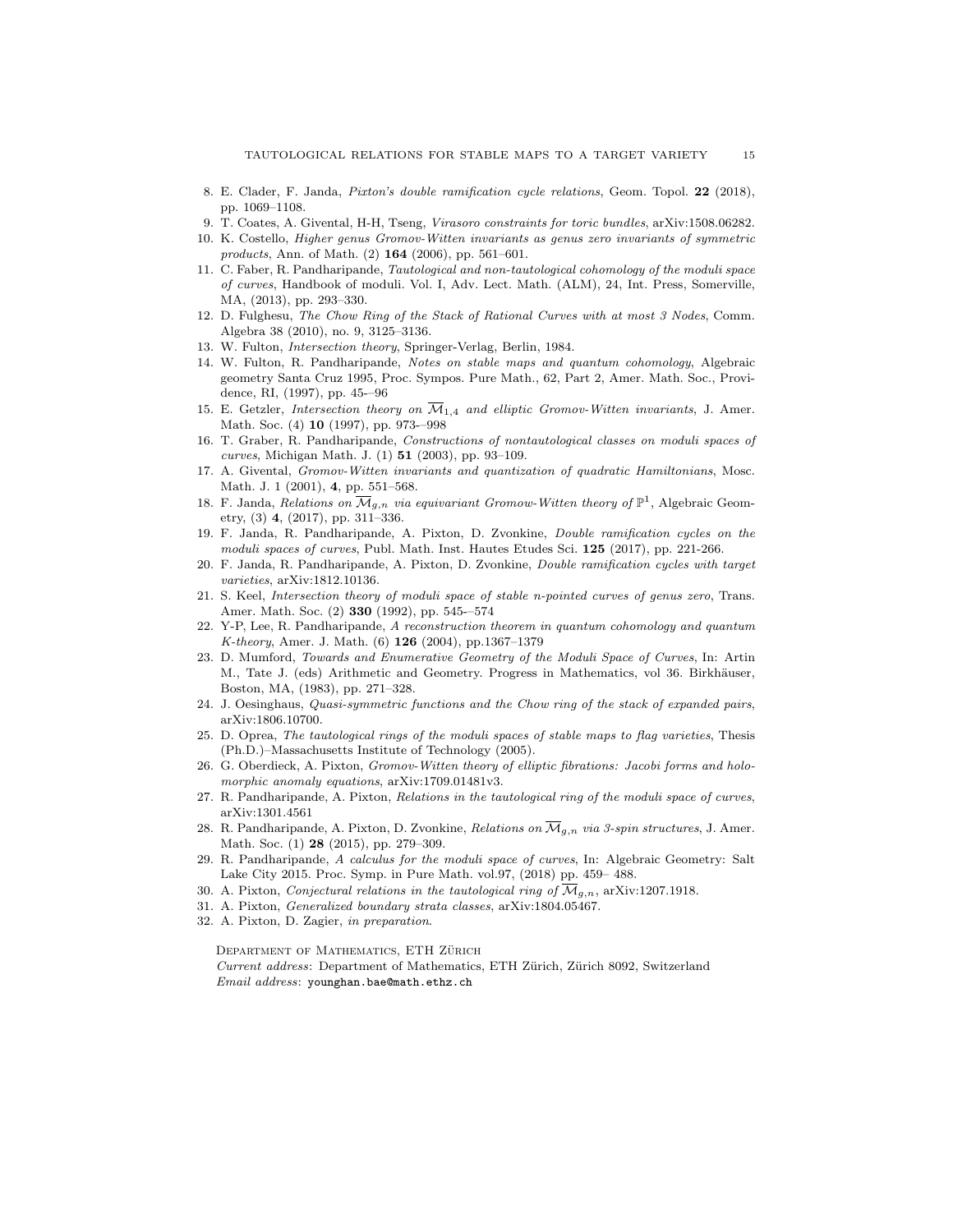8. E. Clader, F. Janda, *Pixton's double ramification cycle relations*, Geom. Topol. **22** (2018), pp. 1069–1108.
9. T. Coates, A. Givental, H-H, Tseng, *Virasoro constraints for toric bundles*, arXiv:1508.06282.
10. K. Costello, *Higher genus Gromov-Witten invariants as genus zero invariants of symmetric products*, Ann. of Math. (2) **164** (2006), pp. 561–601.
11. C. Faber, R. Pandharipande, *Tautological and non-tautological cohomology of the moduli space of curves*, Handbook of moduli. Vol. I, Adv. Lect. Math. (ALM), 24, Int. Press, Somerville, MA, (2013), pp. 293–330.
12. D. Fulghesu, *The Chow Ring of the Stack of Rational Curves with at most 3 Nodes*, Comm. Algebra 38 (2010), no. 9, 3125–3136.
13. W. Fulton, *Intersection theory*, Springer-Verlag, Berlin, 1984.
14. W. Fulton, R. Pandharipande, *Notes on stable maps and quantum cohomology*, Algebraic geometry Santa Cruz 1995, Proc. Sympos. Pure Math., 62, Part 2, Amer. Math. Soc., Providence, RI, (1997), pp. 45-–96
15. E. Getzler, *Intersection theory on $\overline{\mathcal{M}}_{1,4}$ and elliptic Gromov-Witten invariants*, J. Amer. Math. Soc. (4) **10** (1997), pp. 973-–998
16. T. Graber, R. Pandharipande, *Constructions of nontautological classes on moduli spaces of curves*, Michigan Math. J. (1) **51** (2003), pp. 93–109.
17. A. Givental, *Gromov-Witten invariants and quantization of quadratic Hamiltonians*, Mosc. Math. J. 1 (2001), **4**, pp. 551–568.
18. F. Janda, *Relations on $\overline{\mathcal{M}}_{g,n}$ via equivariant Gromow-Witten theory of $\mathbb{P}^1$*, Algebraic Geometry, (3) **4**, (2017), pp. 311–336.
19. F. Janda, R. Pandharipande, A. Pixton, D. Zvonkine, *Double ramification cycles on the moduli spaces of curves*, Publ. Math. Inst. Hautes Etudes Sci. **125** (2017), pp. 221-266.
20. F. Janda, R. Pandharipande, A. Pixton, D. Zvonkine, *Double ramification cycles with target varieties*, arXiv:1812.10136.
21. S. Keel, *Intersection theory of moduli space of stable n-pointed curves of genus zero*, Trans. Amer. Math. Soc. (2) **330** (1992), pp. 545-–574
22. Y-P, Lee, R. Pandharipande, *A reconstruction theorem in quantum cohomology and quantum K-theory*, Amer. J. Math. (6) **126** (2004), pp.1367–1379
23. D. Mumford, *Towards and Enumerative Geometry of the Moduli Space of Curves*, In: Artin M., Tate J. (eds) Arithmetic and Geometry. Progress in Mathematics, vol 36. Birkhäuser, Boston, MA, (1983), pp. 271–328.
24. J. Oesinghaus, *Quasi-symmetric functions and the Chow ring of the stack of expanded pairs*, arXiv:1806.10700.
25. D. Oprea, *The tautological rings of the moduli spaces of stable maps to flag varieties*, Thesis (Ph.D.)–Massachusetts Institute of Technology (2005).
26. G. Oberdieck, A. Pixton, *Gromov-Witten theory of elliptic fibrations: Jacobi forms and holomorphic anomaly equations*, arXiv:1709.01481v3.
27. R. Pandharipande, A. Pixton, *Relations in the tautological ring of the moduli space of curves*, arXiv:1301.4561
28. R. Pandharipande, A. Pixton, D. Zvonkine, *Relations on $\overline{\mathcal{M}}_{g,n}$ via 3-spin structures*, J. Amer. Math. Soc. (1) **28** (2015), pp. 279–309.
29. R. Pandharipande, *A calculus for the moduli space of curves*, In: Algebraic Geometry: Salt Lake City 2015. Proc. Symp. in Pure Math. vol.97, (2018) pp. 459– 488.
30. A. Pixton, *Conjectural relations in the tautological ring of $\overline{\mathcal{M}}_{g,n}$*, arXiv:1207.1918.
31. A. Pixton, *Generalized boundary strata classes*, arXiv:1804.05467.
32. A. Pixton, D. Zagier, *in preparation*.

Department of Mathematics, ETH Zürich

*Current address*: Department of Mathematics, ETH Zürich, Zürich 8092, Switzerland

*Email address*: younghan.bae@math.ethz.ch